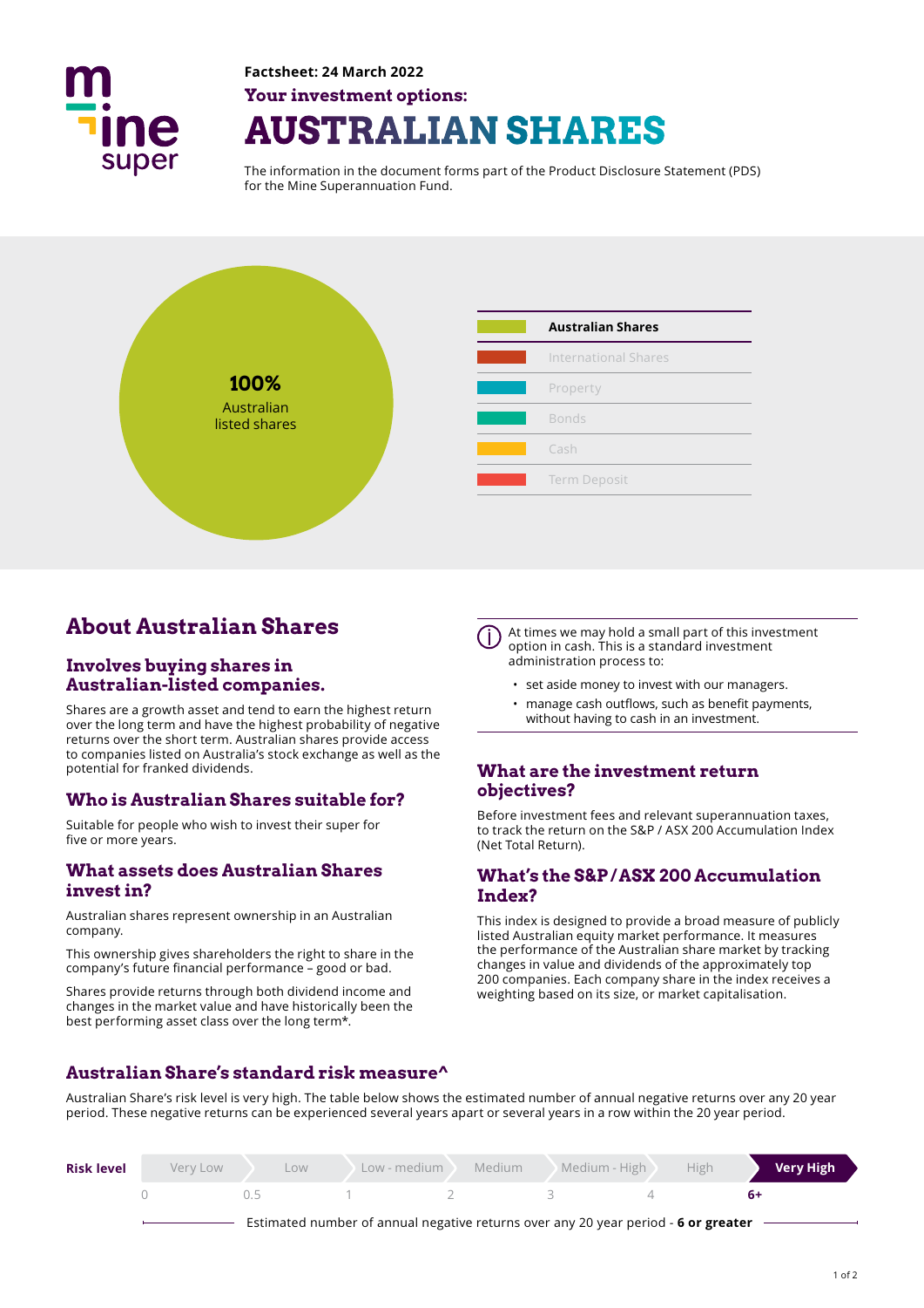Factsheet: 24 March 2022

**Your investment options:**

# AUSTRALIAN SHARES

The information in the document forms part of the Product Disclosure Statement (PDS) for the Mine Superannuation Fund.

100%
Australian listed shares

**Australian Shares**
International Shares
Property
Bonds
Cash
Term Deposit

## About Australian Shares

### Involves buying shares in Australian-listed companies.

Shares are a growth asset and tend to earn the highest return over the long term and have the highest probability of negative returns over the short term. Australian shares provide access to companies listed on Australia's stock exchange as well as the potential for franked dividends.

### Who is Australian Shares suitable for?

Suitable for people who wish to invest their super for five or more years.

### What assets does Australian Shares invest in?

Australian shares represent ownership in an Australian company.

This ownership gives shareholders the right to share in the company's future financial performance – good or bad.

Shares provide returns through both dividend income and changes in the market value and have historically been the best performing asset class over the long term*.

At times we may hold a small part of this investment option in cash. This is a standard investment administration process to:

- set aside money to invest with our managers.
- manage cash outflows, such as benefit payments, without having to cash in an investment.

### What are the investment return objectives?

Before investment fees and relevant superannuation taxes, to track the return on the S&P / ASX 200 Accumulation Index (Net Total Return).

### What's the S&P / ASX 200 Accumulation Index?

This index is designed to provide a broad measure of publicly listed Australian equity market performance. It measures the performance of the Australian share market by tracking changes in value and dividends of the approximately top 200 companies. Each company share in the index receives a weighting based on its size, or market capitalisation.

### Australian Share's standard risk measure^

Australian Share's risk level is very high. The table below shows the estimated number of annual negative returns over any 20 year period. These negative returns can be experienced several years apart or several years in a row within the 20 year period.

| Risk level | Very Low | Low | Low - medium | Medium | Medium - High | High | **Very High** |
|---|---|---|---|---|---|---|---|
| | 0 | 0.5 | 1 | 2 | 3 | 4 | **6+** |

Estimated number of annual negative returns over any 20 year period - **6 or greater**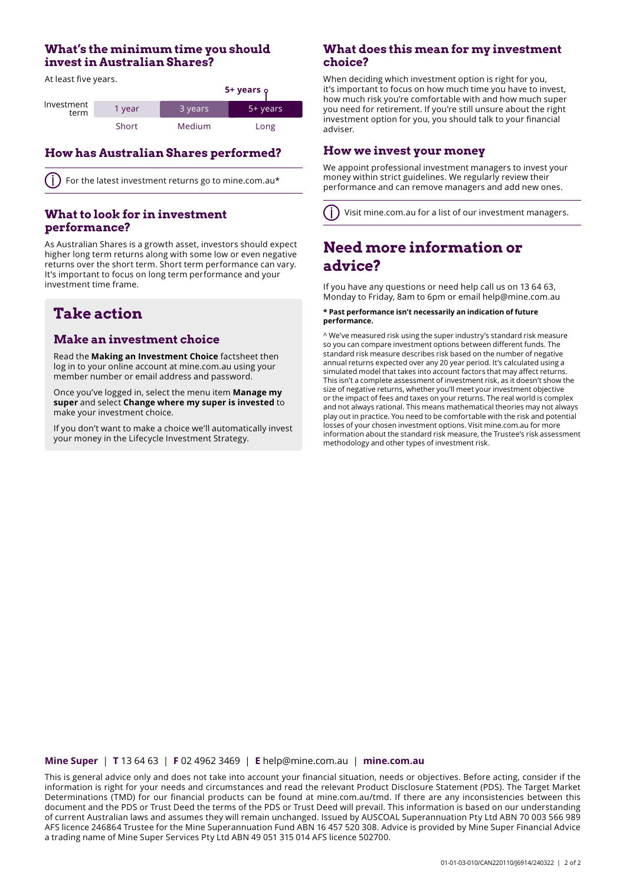## What's the minimum time you should invest in Australian Shares?

At least five years.

5+ years

Investment term

1 year | 3 years | 5+ years

Short | Medium | Long

## How has Australian Shares performed?

For the latest investment returns go to mine.com.au*

## What to look for in investment performance?

As Australian Shares is a growth asset, investors should expect higher long term returns along with some low or even negative returns over the short term. Short term performance can vary. It's important to focus on long term performance and your investment time frame.

# Take action

## Make an investment choice

Read the **Making an Investment Choice** factsheet then log in to your online account at mine.com.au using your member number or email address and password.

Once you've logged in, select the menu item **Manage my super** and select **Change where my super is invested** to make your investment choice.

If you don't want to make a choice we'll automatically invest your money in the Lifecycle Investment Strategy.

## What does this mean for my investment choice?

When deciding which investment option is right for you, it's important to focus on how much time you have to invest, how much risk you're comfortable with and how much super you need for retirement. If you're still unsure about the right investment option for you, you should talk to your financial adviser.

## How we invest your money

We appoint professional investment managers to invest your money within strict guidelines. We regularly review their performance and can remove managers and add new ones.

Visit mine.com.au for a list of our investment managers.

# Need more information or advice?

If you have any questions or need help call us on 13 64 63, Monday to Friday, 8am to 6pm or email help@mine.com.au

**\* Past performance isn't necessarily an indication of future performance.**

^ We've measured risk using the super industry's standard risk measure so you can compare investment options between different funds. The standard risk measure describes risk based on the number of negative annual returns expected over any 20 year period. It's calculated using a simulated model that takes into account factors that may affect returns. This isn't a complete assessment of investment risk, as it doesn't show the size of negative returns, whether you'll meet your investment objective or the impact of fees and taxes on your returns. The real world is complex and not always rational. This means mathematical theories may not always play out in practice. You need to be comfortable with the risk and potential losses of your chosen investment options. Visit mine.com.au for more information about the standard risk measure, the Trustee's risk assessment methodology and other types of investment risk.

**Mine Super** | **T** 13 64 63 | **F** 02 4962 3469 | **E** help@mine.com.au | **mine.com.au**

This is general advice only and does not take into account your financial situation, needs or objectives. Before acting, consider if the information is right for your needs and circumstances and read the relevant Product Disclosure Statement (PDS). The Target Market Determinations (TMD) for our financial products can be found at mine.com.au/tmd. If there are any inconsistencies between this document and the PDS or Trust Deed the terms of the PDS or Trust Deed will prevail. This information is based on our understanding of current Australian laws and assumes they will remain unchanged. Issued by AUSCOAL Superannuation Pty Ltd ABN 70 003 566 989 AFS licence 246864 Trustee for the Mine Superannuation Fund ABN 16 457 520 308. Advice is provided by Mine Super Financial Advice a trading name of Mine Super Services Pty Ltd ABN 49 051 315 014 AFS licence 502700.

01-01-03-010/CAN220110/J6914/240322